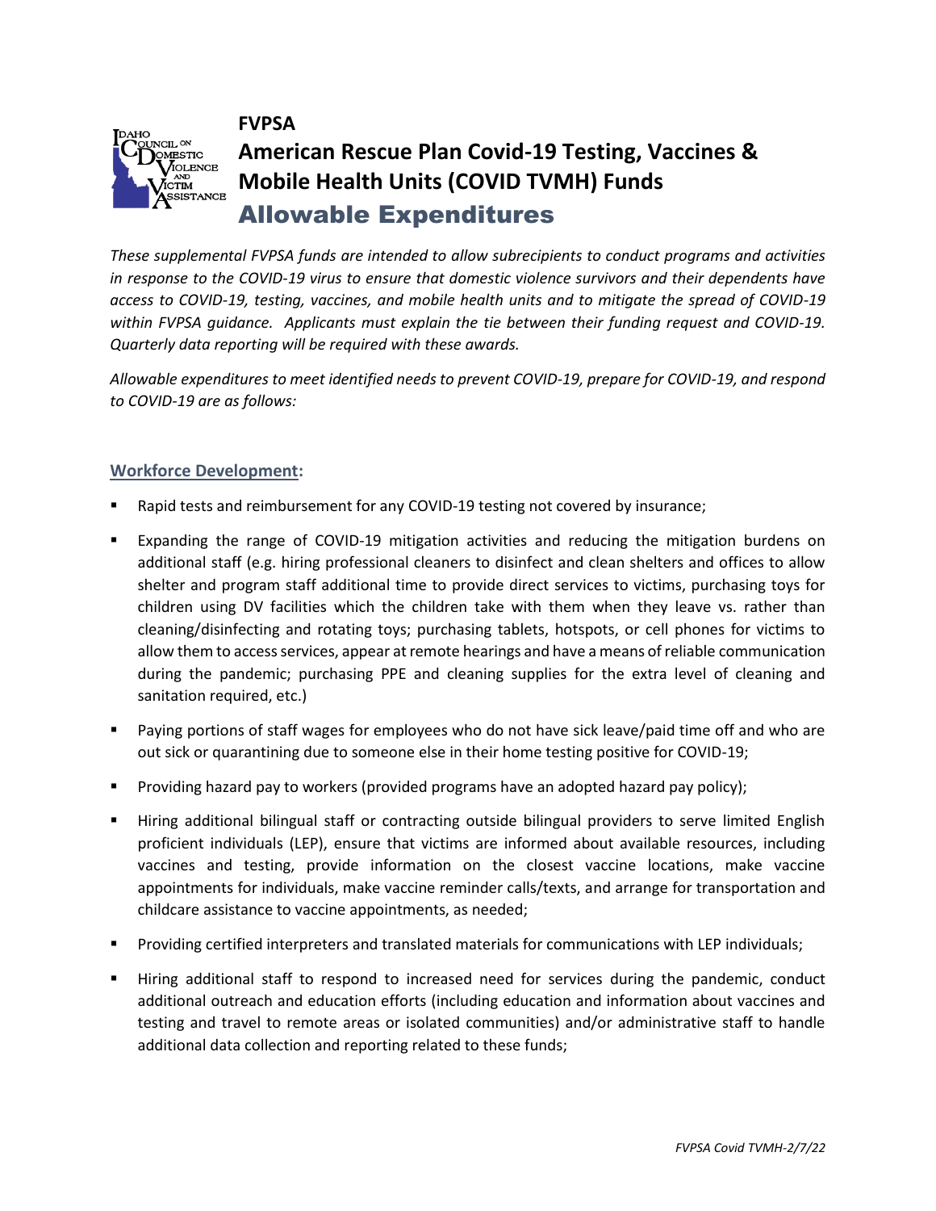**FVPSA**

# American Rescue Plan Covid-19 Testing, Vaccines & Mobile Health Units (COVID TVMH) Funds

## Allowable Expenditures

*These supplemental FVPSA funds are intended to allow subrecipients to conduct programs and activities in response to the COVID-19 virus to ensure that domestic violence survivors and their dependents have access to COVID-19, testing, vaccines, and mobile health units and to mitigate the spread of COVID-19 within FVPSA guidance. Applicants must explain the tie between their funding request and COVID-19. Quarterly data reporting will be required with these awards.*

*Allowable expenditures to meet identified needs to prevent COVID-19, prepare for COVID-19, and respond to COVID-19 are as follows:*

### Workforce Development:

- Rapid tests and reimbursement for any COVID-19 testing not covered by insurance;
- Expanding the range of COVID-19 mitigation activities and reducing the mitigation burdens on additional staff (e.g. hiring professional cleaners to disinfect and clean shelters and offices to allow shelter and program staff additional time to provide direct services to victims, purchasing toys for children using DV facilities which the children take with them when they leave vs. rather than cleaning/disinfecting and rotating toys; purchasing tablets, hotspots, or cell phones for victims to allow them to access services, appear at remote hearings and have a means of reliable communication during the pandemic; purchasing PPE and cleaning supplies for the extra level of cleaning and sanitation required, etc.)
- Paying portions of staff wages for employees who do not have sick leave/paid time off and who are out sick or quarantining due to someone else in their home testing positive for COVID-19;
- Providing hazard pay to workers (provided programs have an adopted hazard pay policy);
- Hiring additional bilingual staff or contracting outside bilingual providers to serve limited English proficient individuals (LEP), ensure that victims are informed about available resources, including vaccines and testing, provide information on the closest vaccine locations, make vaccine appointments for individuals, make vaccine reminder calls/texts, and arrange for transportation and childcare assistance to vaccine appointments, as needed;
- Providing certified interpreters and translated materials for communications with LEP individuals;
- Hiring additional staff to respond to increased need for services during the pandemic, conduct additional outreach and education efforts (including education and information about vaccines and testing and travel to remote areas or isolated communities) and/or administrative staff to handle additional data collection and reporting related to these funds;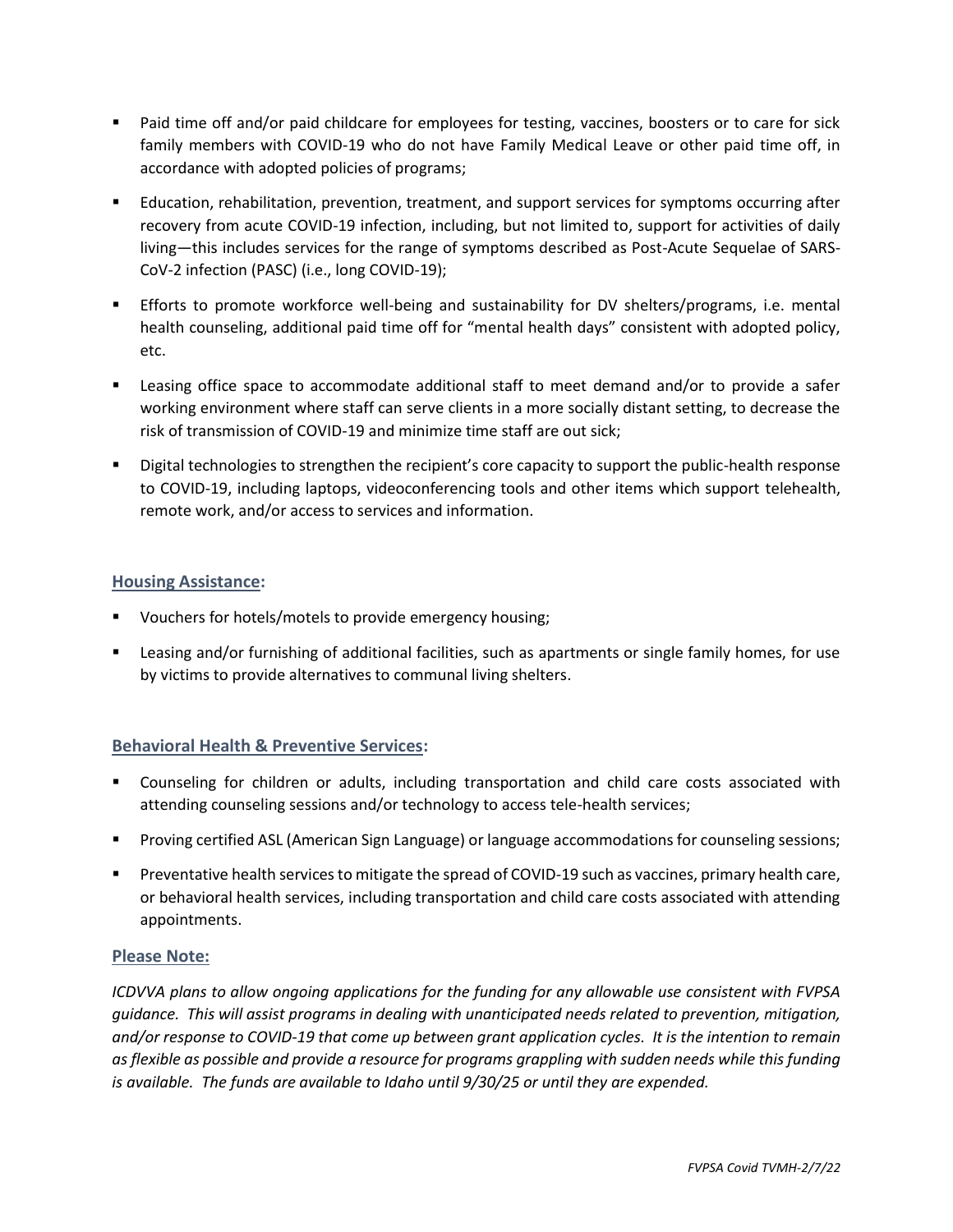- Paid time off and/or paid childcare for employees for testing, vaccines, boosters or to care for sick family members with COVID-19 who do not have Family Medical Leave or other paid time off, in accordance with adopted policies of programs;
- Education, rehabilitation, prevention, treatment, and support services for symptoms occurring after recovery from acute COVID-19 infection, including, but not limited to, support for activities of daily living—this includes services for the range of symptoms described as Post-Acute Sequelae of SARS-CoV-2 infection (PASC) (i.e., long COVID-19);
- Efforts to promote workforce well-being and sustainability for DV shelters/programs, i.e. mental health counseling, additional paid time off for "mental health days" consistent with adopted policy, etc.
- Leasing office space to accommodate additional staff to meet demand and/or to provide a safer working environment where staff can serve clients in a more socially distant setting, to decrease the risk of transmission of COVID-19 and minimize time staff are out sick;
- Digital technologies to strengthen the recipient's core capacity to support the public-health response to COVID-19, including laptops, videoconferencing tools and other items which support telehealth, remote work, and/or access to services and information.

## Housing Assistance:

- Vouchers for hotels/motels to provide emergency housing;
- Leasing and/or furnishing of additional facilities, such as apartments or single family homes, for use by victims to provide alternatives to communal living shelters.

## Behavioral Health & Preventive Services:

- Counseling for children or adults, including transportation and child care costs associated with attending counseling sessions and/or technology to access tele-health services;
- Proving certified ASL (American Sign Language) or language accommodations for counseling sessions;
- Preventative health services to mitigate the spread of COVID-19 such as vaccines, primary health care, or behavioral health services, including transportation and child care costs associated with attending appointments.

## Please Note:

*ICDVVA plans to allow ongoing applications for the funding for any allowable use consistent with FVPSA guidance. This will assist programs in dealing with unanticipated needs related to prevention, mitigation, and/or response to COVID-19 that come up between grant application cycles. It is the intention to remain as flexible as possible and provide a resource for programs grappling with sudden needs while this funding is available. The funds are available to Idaho until 9/30/25 or until they are expended.*